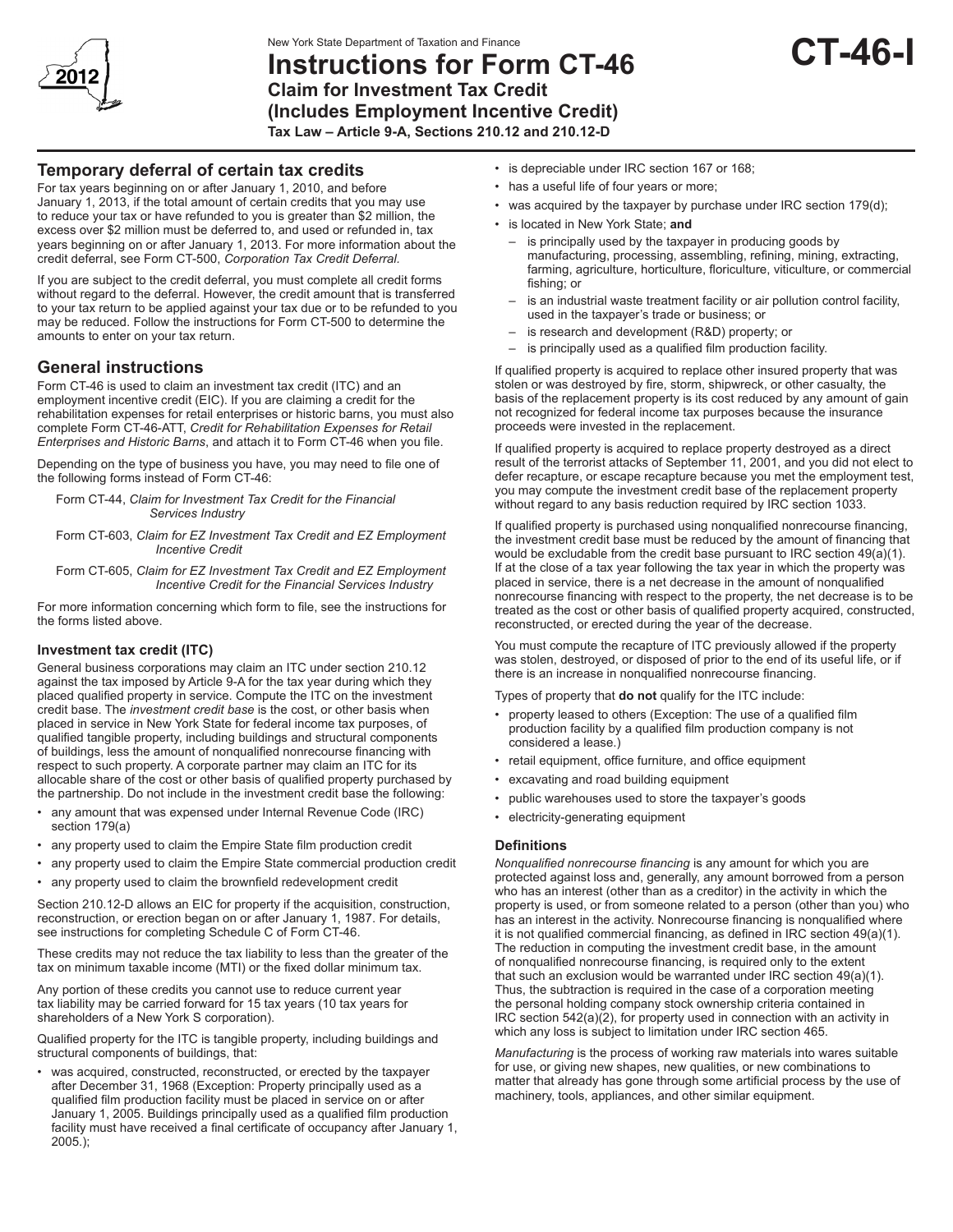New York State Department of Taxation and Finance

# Instructions for Form CT-46

## Claim for Investment Tax Credit (Includes Employment Incentive Credit)

**Tax Law – Article 9-A, Sections 210.12 and 210.12-D**

**CT-46-I**

## Temporary deferral of certain tax credits

For tax years beginning on or after January 1, 2010, and before January 1, 2013, if the total amount of certain credits that you may use to reduce your tax or have refunded to you is greater than $2 million, the excess over $2 million must be deferred to, and used or refunded in, tax years beginning on or after January 1, 2013. For more information about the credit deferral, see Form CT-500, *Corporation Tax Credit Deferral.*

If you are subject to the credit deferral, you must complete all credit forms without regard to the deferral. However, the credit amount that is transferred to your tax return to be applied against your tax due or to be refunded to you may be reduced. Follow the instructions for Form CT-500 to determine the amounts to enter on your tax return.

## General instructions

Form CT-46 is used to claim an investment tax credit (ITC) and an employment incentive credit (EIC). If you are claiming a credit for the rehabilitation expenses for retail enterprises or historic barns, you must also complete Form CT-46-ATT, *Credit for Rehabilitation Expenses for Retail Enterprises and Historic Barns*, and attach it to Form CT-46 when you file.

Depending on the type of business you have, you may need to file one of the following forms instead of Form CT-46:

Form CT-44, *Claim for Investment Tax Credit for the Financial Services Industry*

Form CT-603, *Claim for EZ Investment Tax Credit and EZ Employment Incentive Credit*

Form CT-605, *Claim for EZ Investment Tax Credit and EZ Employment Incentive Credit for the Financial Services Industry*

For more information concerning which form to file, see the instructions for the forms listed above.

### Investment tax credit (ITC)

General business corporations may claim an ITC under section 210.12 against the tax imposed by Article 9-A for the tax year during which they placed qualified property in service. Compute the ITC on the investment credit base. The *investment credit base* is the cost, or other basis when placed in service in New York State for federal income tax purposes, of qualified tangible property, including buildings and structural components of buildings, less the amount of nonqualified nonrecourse financing with respect to such property. A corporate partner may claim an ITC for its allocable share of the cost or other basis of qualified property purchased by the partnership. Do not include in the investment credit base the following:

- any amount that was expensed under Internal Revenue Code (IRC) section 179(a)
- any property used to claim the Empire State film production credit
- any property used to claim the Empire State commercial production credit
- any property used to claim the brownfield redevelopment credit

Section 210.12-D allows an EIC for property if the acquisition, construction, reconstruction, or erection began on or after January 1, 1987. For details, see instructions for completing Schedule C of Form CT-46.

These credits may not reduce the tax liability to less than the greater of the tax on minimum taxable income (MTI) or the fixed dollar minimum tax.

Any portion of these credits you cannot use to reduce current year tax liability may be carried forward for 15 tax years (10 tax years for shareholders of a New York S corporation).

Qualified property for the ITC is tangible property, including buildings and structural components of buildings, that:

- was acquired, constructed, reconstructed, or erected by the taxpayer after December 31, 1968 (Exception: Property principally used as a qualified film production facility must be placed in service on or after January 1, 2005. Buildings principally used as a qualified film production facility must have received a final certificate of occupancy after January 1, 2005.);
- is depreciable under IRC section 167 or 168;
- has a useful life of four years or more;
- was acquired by the taxpayer by purchase under IRC section 179(d);
- is located in New York State; **and**
  - is principally used by the taxpayer in producing goods by manufacturing, processing, assembling, refining, mining, extracting, farming, agriculture, horticulture, floriculture, viticulture, or commercial fishing; or
  - is an industrial waste treatment facility or air pollution control facility, used in the taxpayer's trade or business; or
  - is research and development (R&D) property; or
  - is principally used as a qualified film production facility.

If qualified property is acquired to replace other insured property that was stolen or was destroyed by fire, storm, shipwreck, or other casualty, the basis of the replacement property is its cost reduced by any amount of gain not recognized for federal income tax purposes because the insurance proceeds were invested in the replacement.

If qualified property is acquired to replace property destroyed as a direct result of the terrorist attacks of September 11, 2001, and you did not elect to defer recapture, or escape recapture because you met the employment test, you may compute the investment credit base of the replacement property without regard to any basis reduction required by IRC section 1033.

If qualified property is purchased using nonqualified nonrecourse financing, the investment credit base must be reduced by the amount of financing that would be excludable from the credit base pursuant to IRC section 49(a)(1). If at the close of a tax year following the tax year in which the property was placed in service, there is a net decrease in the amount of nonqualified nonrecourse financing with respect to the property, the net decrease is to be treated as the cost or other basis of qualified property acquired, constructed, reconstructed, or erected during the year of the decrease.

You must compute the recapture of ITC previously allowed if the property was stolen, destroyed, or disposed of prior to the end of its useful life, or if there is an increase in nonqualified nonrecourse financing.

Types of property that **do not** qualify for the ITC include:

- property leased to others (Exception: The use of a qualified film production facility by a qualified film production company is not considered a lease.)
- retail equipment, office furniture, and office equipment
- excavating and road building equipment
- public warehouses used to store the taxpayer's goods
- electricity-generating equipment

### Definitions

*Nonqualified nonrecourse financing* is any amount for which you are protected against loss and, generally, any amount borrowed from a person who has an interest (other than as a creditor) in the activity in which the property is used, or from someone related to a person (other than you) who has an interest in the activity. Nonrecourse financing is nonqualified where it is not qualified commercial financing, as defined in IRC section 49(a)(1). The reduction in computing the investment credit base, in the amount of nonqualified nonrecourse financing, is required only to the extent that such an exclusion would be warranted under IRC section 49(a)(1). Thus, the subtraction is required in the case of a corporation meeting the personal holding company stock ownership criteria contained in IRC section 542(a)(2), for property used in connection with an activity in which any loss is subject to limitation under IRC section 465.

*Manufacturing* is the process of working raw materials into wares suitable for use, or giving new shapes, new qualities, or new combinations to matter that already has gone through some artificial process by the use of machinery, tools, appliances, and other similar equipment.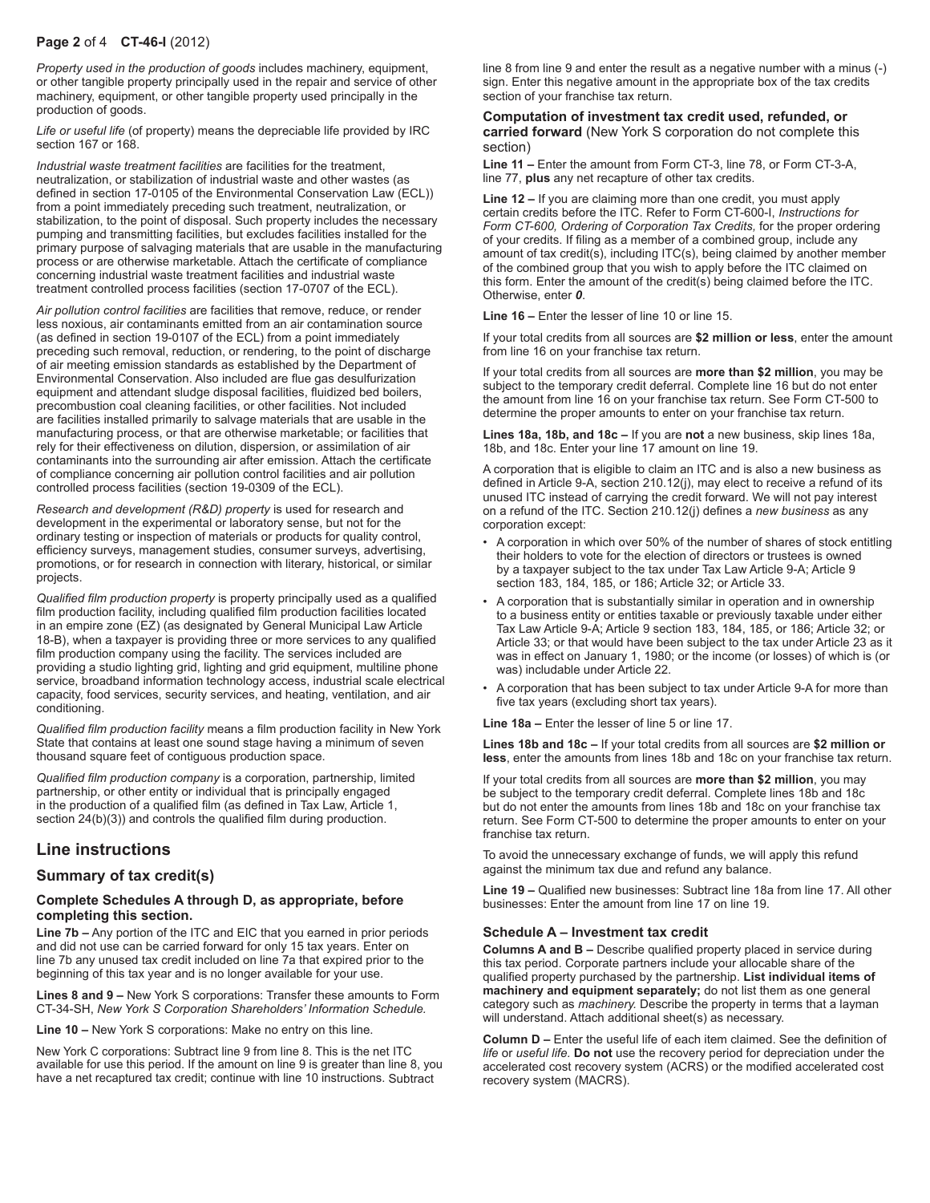*Property used in the production of goods* includes machinery, equipment, or other tangible property principally used in the repair and service of other machinery, equipment, or other tangible property used principally in the production of goods.

*Life or useful life* (of property) means the depreciable life provided by IRC section 167 or 168.

*Industrial waste treatment facilities* are facilities for the treatment, neutralization, or stabilization of industrial waste and other wastes (as defined in section 17-0105 of the Environmental Conservation Law (ECL)) from a point immediately preceding such treatment, neutralization, or stabilization, to the point of disposal. Such property includes the necessary pumping and transmitting facilities, but excludes facilities installed for the primary purpose of salvaging materials that are usable in the manufacturing process or are otherwise marketable. Attach the certificate of compliance concerning industrial waste treatment facilities and industrial waste treatment controlled process facilities (section 17-0707 of the ECL).

*Air pollution control facilities* are facilities that remove, reduce, or render less noxious, air contaminants emitted from an air contamination source (as defined in section 19-0107 of the ECL) from a point immediately preceding such removal, reduction, or rendering, to the point of discharge of air meeting emission standards as established by the Department of Environmental Conservation. Also included are flue gas desulfurization equipment and attendant sludge disposal facilities, fluidized bed boilers, precombustion coal cleaning facilities, or other facilities. Not included are facilities installed primarily to salvage materials that are usable in the manufacturing process, or that are otherwise marketable; or facilities that rely for their effectiveness on dilution, dispersion, or assimilation of air contaminants into the surrounding air after emission. Attach the certificate of compliance concerning air pollution control facilities and air pollution controlled process facilities (section 19-0309 of the ECL).

*Research and development (R&D) property* is used for research and development in the experimental or laboratory sense, but not for the ordinary testing or inspection of materials or products for quality control, efficiency surveys, management studies, consumer surveys, advertising, promotions, or for research in connection with literary, historical, or similar projects.

*Qualified film production property* is property principally used as a qualified film production facility, including qualified film production facilities located in an empire zone (EZ) (as designated by General Municipal Law Article 18-B), when a taxpayer is providing three or more services to any qualified film production company using the facility. The services included are providing a studio lighting grid, lighting and grid equipment, multiline phone service, broadband information technology access, industrial scale electrical capacity, food services, security services, and heating, ventilation, and air conditioning.

*Qualified film production facility* means a film production facility in New York State that contains at least one sound stage having a minimum of seven thousand square feet of contiguous production space.

*Qualified film production company* is a corporation, partnership, limited partnership, or other entity or individual that is principally engaged in the production of a qualified film (as defined in Tax Law, Article 1, section 24(b)(3)) and controls the qualified film during production.

## Line instructions

### Summary of tax credit(s)

#### Complete Schedules A through D, as appropriate, before completing this section.

**Line 7b –** Any portion of the ITC and EIC that you earned in prior periods and did not use can be carried forward for only 15 tax years. Enter on line 7b any unused tax credit included on line 7a that expired prior to the beginning of this tax year and is no longer available for your use.

**Lines 8 and 9 –** New York S corporations: Transfer these amounts to Form CT-34-SH, *New York S Corporation Shareholders' Information Schedule.*

**Line 10 –** New York S corporations: Make no entry on this line.

New York C corporations: Subtract line 9 from line 8. This is the net ITC available for use this period. If the amount on line 9 is greater than line 8, you have a net recaptured tax credit; continue with line 10 instructions. Subtract line 8 from line 9 and enter the result as a negative number with a minus (-) sign. Enter this negative amount in the appropriate box of the tax credits section of your franchise tax return.

#### Computation of investment tax credit used, refunded, or carried forward (New York S corporation do not complete this section)

**Line 11 –** Enter the amount from Form CT-3, line 78, or Form CT-3-A, line 77, **plus** any net recapture of other tax credits.

**Line 12 –** If you are claiming more than one credit, you must apply certain credits before the ITC. Refer to Form CT-600-I, *Instructions for Form CT-600, Ordering of Corporation Tax Credits,* for the proper ordering of your credits. If filing as a member of a combined group, include any amount of tax credit(s), including ITC(s), being claimed by another member of the combined group that you wish to apply before the ITC claimed on this form. Enter the amount of the credit(s) being claimed before the ITC. Otherwise, enter ***0***.

**Line 16 –** Enter the lesser of line 10 or line 15.

If your total credits from all sources are **$2 million or less**, enter the amount from line 16 on your franchise tax return.

If your total credits from all sources are **more than $2 million**, you may be subject to the temporary credit deferral. Complete line 16 but do not enter the amount from line 16 on your franchise tax return. See Form CT-500 to determine the proper amounts to enter on your franchise tax return.

**Lines 18a, 18b, and 18c –** If you are **not** a new business, skip lines 18a, 18b, and 18c. Enter your line 17 amount on line 19.

A corporation that is eligible to claim an ITC and is also a new business as defined in Article 9-A, section 210.12(j), may elect to receive a refund of its unused ITC instead of carrying the credit forward. We will not pay interest on a refund of the ITC. Section 210.12(j) defines a *new business* as any corporation except:

- A corporation in which over 50% of the number of shares of stock entitling their holders to vote for the election of directors or trustees is owned by a taxpayer subject to the tax under Tax Law Article 9-A; Article 9 section 183, 184, 185, or 186; Article 32; or Article 33.
- A corporation that is substantially similar in operation and in ownership to a business entity or entities taxable or previously taxable under either Tax Law Article 9-A; Article 9 section 183, 184, 185, or 186; Article 32; or Article 33; or that would have been subject to the tax under Article 23 as it was in effect on January 1, 1980; or the income (or losses) of which is (or was) includable under Article 22.
- A corporation that has been subject to tax under Article 9-A for more than five tax years (excluding short tax years).

**Line 18a –** Enter the lesser of line 5 or line 17.

**Lines 18b and 18c –** If your total credits from all sources are **$2 million or less**, enter the amounts from lines 18b and 18c on your franchise tax return.

If your total credits from all sources are **more than $2 million**, you may be subject to the temporary credit deferral. Complete lines 18b and 18c but do not enter the amounts from lines 18b and 18c on your franchise tax return. See Form CT-500 to determine the proper amounts to enter on your franchise tax return.

To avoid the unnecessary exchange of funds, we will apply this refund against the minimum tax due and refund any balance.

**Line 19 –** Qualified new businesses: Subtract line 18a from line 17. All other businesses: Enter the amount from line 17 on line 19.

### Schedule A – Investment tax credit

**Columns A and B –** Describe qualified property placed in service during this tax period. Corporate partners include your allocable share of the qualified property purchased by the partnership. **List individual items of machinery and equipment separately;** do not list them as one general category such as *machinery.* Describe the property in terms that a layman will understand. Attach additional sheet(s) as necessary.

**Column D –** Enter the useful life of each item claimed. See the definition of *life* or *useful life.* **Do not** use the recovery period for depreciation under the accelerated cost recovery system (ACRS) or the modified accelerated cost recovery system (MACRS).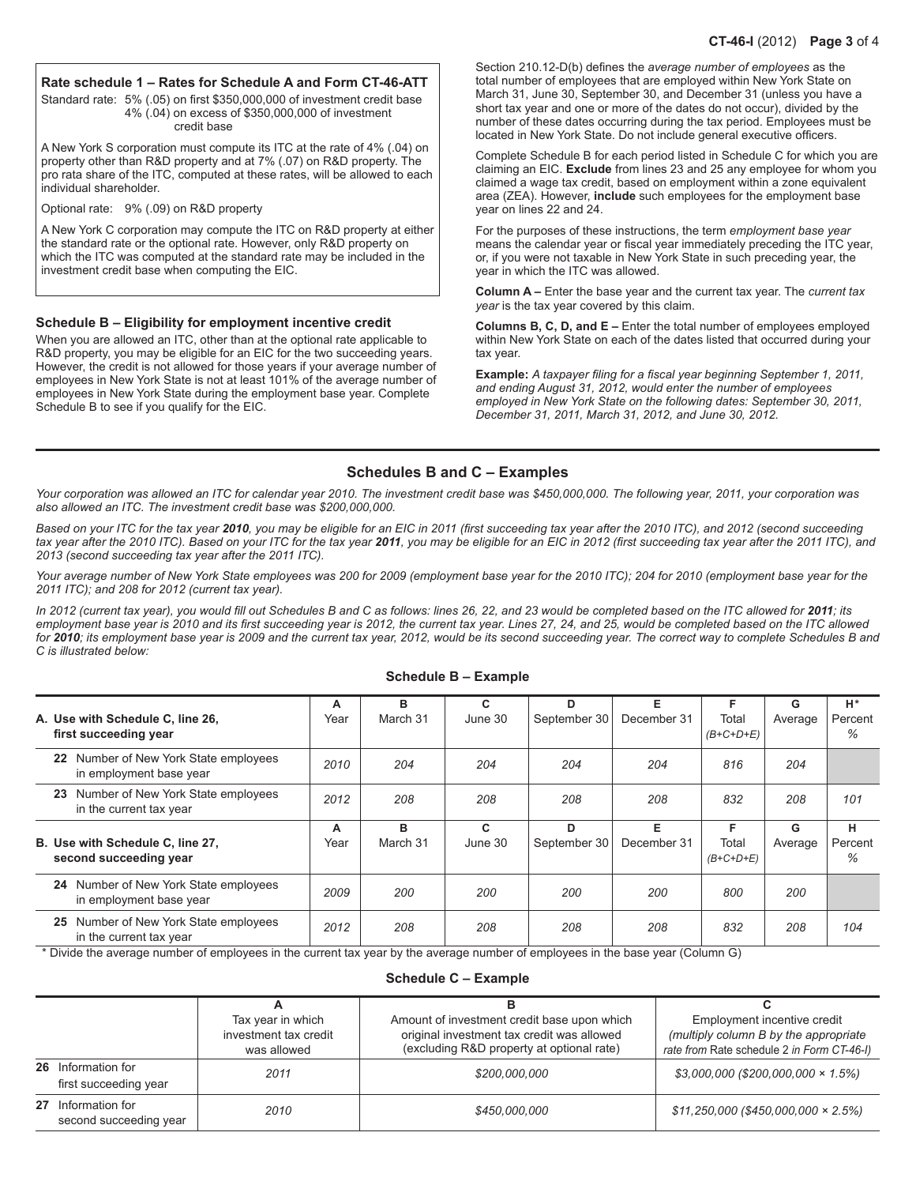### Rate schedule 1 – Rates for Schedule A and Form CT-46-ATT

Standard rate: 5% (.05) on first $350,000,000 of investment credit base
4% (.04) on excess of $350,000,000 of investment credit base

A New York S corporation must compute its ITC at the rate of 4% (.04) on property other than R&D property and at 7% (.07) on R&D property. The pro rata share of the ITC, computed at these rates, will be allowed to each individual shareholder.

Optional rate: 9% (.09) on R&D property

A New York C corporation may compute the ITC on R&D property at either the standard rate or the optional rate. However, only R&D property on which the ITC was computed at the standard rate may be included in the investment credit base when computing the EIC.

### Schedule B – Eligibility for employment incentive credit

When you are allowed an ITC, other than at the optional rate applicable to R&D property, you may be eligible for an EIC for the two succeeding years. However, the credit is not allowed for those years if your average number of employees in New York State is not at least 101% of the average number of employees in New York State during the employment base year. Complete Schedule B to see if you qualify for the EIC.

Section 210.12-D(b) defines the *average number of employees* as the total number of employees that are employed within New York State on March 31, June 30, September 30, and December 31 (unless you have a short tax year and one or more of the dates do not occur), divided by the number of these dates occurring during the tax period. Employees must be located in New York State. Do not include general executive officers.

Complete Schedule B for each period listed in Schedule C for which you are claiming an EIC. **Exclude** from lines 23 and 25 any employee for whom you claimed a wage tax credit, based on employment within a zone equivalent area (ZEA). However, **include** such employees for the employment base year on lines 22 and 24.

For the purposes of these instructions, the term *employment base year* means the calendar year or fiscal year immediately preceding the ITC year, or, if you were not taxable in New York State in such preceding year, the year in which the ITC was allowed.

**Column A –** Enter the base year and the current tax year. The *current tax year* is the tax year covered by this claim.

**Columns B, C, D, and E –** Enter the total number of employees employed within New York State on each of the dates listed that occurred during your tax year.

**Example:** *A taxpayer filing for a fiscal year beginning September 1, 2011, and ending August 31, 2012, would enter the number of employees employed in New York State on the following dates: September 30, 2011, December 31, 2011, March 31, 2012, and June 30, 2012.*

## Schedules B and C – Examples

*Your corporation was allowed an ITC for calendar year 2010. The investment credit base was $450,000,000. The following year, 2011, your corporation was also allowed an ITC. The investment credit base was $200,000,000.*

*Based on your ITC for the tax year **2010**, you may be eligible for an EIC in 2011 (first succeeding tax year after the 2010 ITC), and 2012 (second succeeding tax year after the 2010 ITC). Based on your ITC for the tax year **2011**, you may be eligible for an EIC in 2012 (first succeeding tax year after the 2011 ITC), and 2013 (second succeeding tax year after the 2011 ITC).*

*Your average number of New York State employees was 200 for 2009 (employment base year for the 2010 ITC); 204 for 2010 (employment base year for the 2011 ITC); and 208 for 2012 (current tax year).*

*In 2012 (current tax year), you would fill out Schedules B and C as follows: lines 26, 22, and 23 would be completed based on the ITC allowed for **2011**; its employment base year is 2010 and its first succeeding year is 2012, the current tax year. Lines 27, 24, and 25, would be completed based on the ITC allowed for **2010**; its employment base year is 2009 and the current tax year, 2012, would be its second succeeding year. The correct way to complete Schedules B and C is illustrated below:*

### Schedule B – Example

| A. Use with Schedule C, line 26, first succeeding year | A Year | B March 31 | C June 30 | D September 30 | E December 31 | F Total (B+C+D+E) | G Average | H* Percent % |
|---|---|---|---|---|---|---|---|---|
| 22 Number of New York State employees in employment base year | 2010 | 204 | 204 | 204 | 204 | 816 | 204 | |
| 23 Number of New York State employees in the current tax year | 2012 | 208 | 208 | 208 | 208 | 832 | 208 | 101 |
| **B. Use with Schedule C, line 27, second succeeding year** | **A Year** | **B March 31** | **C June 30** | **D September 30** | **E December 31** | **F Total (B+C+D+E)** | **G Average** | **H Percent %** |
| 24 Number of New York State employees in employment base year | 2009 | 200 | 200 | 200 | 200 | 800 | 200 | |
| 25 Number of New York State employees in the current tax year | 2012 | 208 | 208 | 208 | 208 | 832 | 208 | 104 |

\* Divide the average number of employees in the current tax year by the average number of employees in the base year (Column G)

### Schedule C – Example

| | A Tax year in which investment tax credit was allowed | B Amount of investment credit base upon which original investment tax credit was allowed (excluding R&D property at optional rate) | C Employment incentive credit *(multiply column B by the appropriate rate from* Rate schedule 2 *in Form CT-46-I)* |
|---|---|---|---|
| 26 Information for first succeeding year | 2011 | $200,000,000 | $3,000,000 ($200,000,000 × 1.5%) |
| 27 Information for second succeeding year | 2010 | $450,000,000 | $11,250,000 ($450,000,000 × 2.5%) |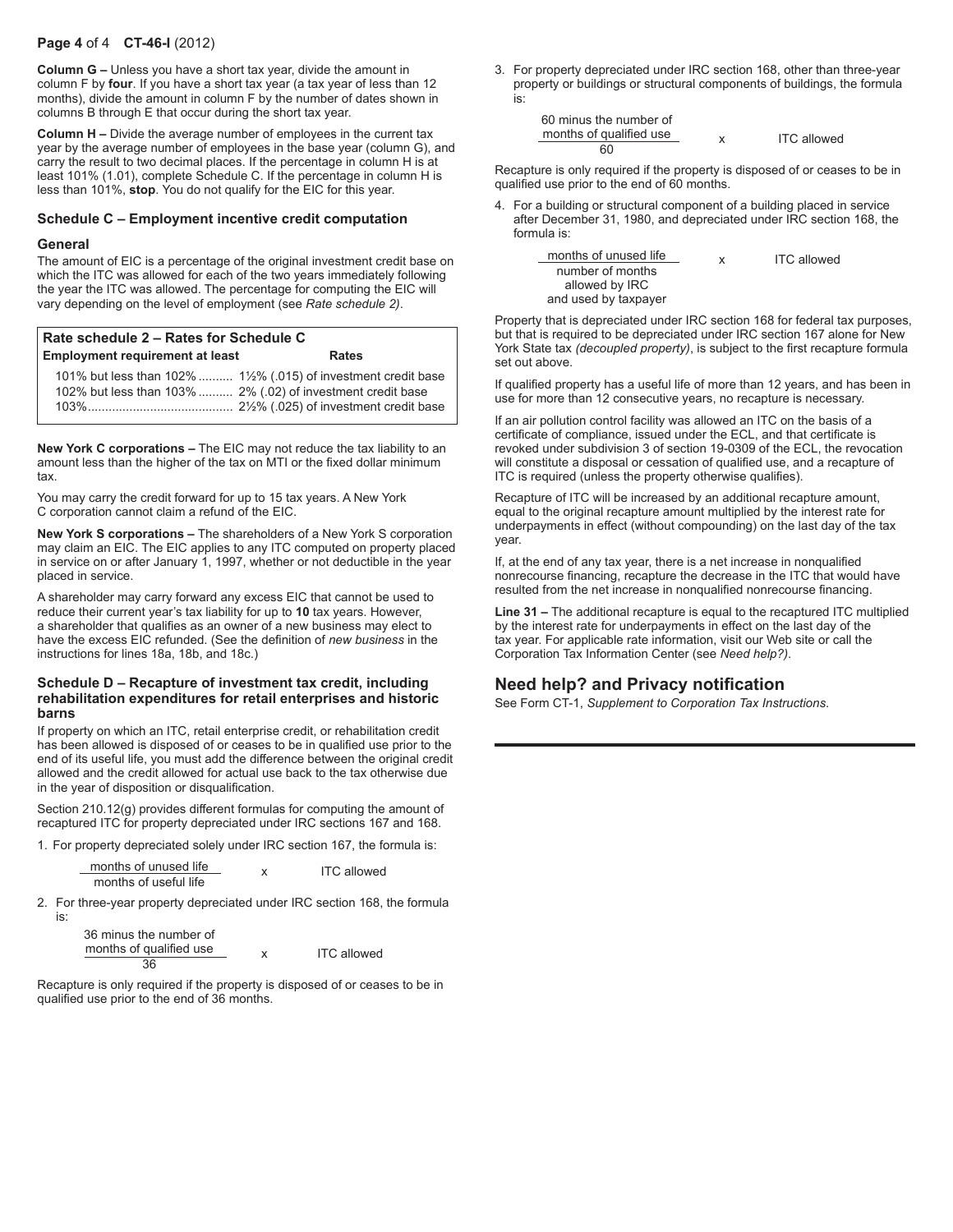**Column G –** Unless you have a short tax year, divide the amount in column F by **four**. If you have a short tax year (a tax year of less than 12 months), divide the amount in column F by the number of dates shown in columns B through E that occur during the short tax year.

**Column H –** Divide the average number of employees in the current tax year by the average number of employees in the base year (column G), and carry the result to two decimal places. If the percentage in column H is at least 101% (1.01), complete Schedule C. If the percentage in column H is less than 101%, **stop**. You do not qualify for the EIC for this year.

### Schedule C – Employment incentive credit computation

#### General

The amount of EIC is a percentage of the original investment credit base on which the ITC was allowed for each of the two years immediately following the year the ITC was allowed. The percentage for computing the EIC will vary depending on the level of employment (see *Rate schedule 2)*.

**Rate schedule 2 – Rates for Schedule C**

| Employment requirement at least | Rates |
|---|---|
| 101% but less than 102% | 1½% (.015) of investment credit base |
| 102% but less than 103% | 2% (.02) of investment credit base |
| 103% | 2½% (.025) of investment credit base |

**New York C corporations –** The EIC may not reduce the tax liability to an amount less than the higher of the tax on MTI or the fixed dollar minimum tax.

You may carry the credit forward for up to 15 tax years. A New York C corporation cannot claim a refund of the EIC.

**New York S corporations –** The shareholders of a New York S corporation may claim an EIC. The EIC applies to any ITC computed on property placed in service on or after January 1, 1997, whether or not deductible in the year placed in service.

A shareholder may carry forward any excess EIC that cannot be used to reduce their current year's tax liability for up to **10** tax years. However, a shareholder that qualifies as an owner of a new business may elect to have the excess EIC refunded. (See the definition of *new business* in the instructions for lines 18a, 18b, and 18c.)

### Schedule D – Recapture of investment tax credit, including rehabilitation expenditures for retail enterprises and historic barns

If property on which an ITC, retail enterprise credit, or rehabilitation credit has been allowed is disposed of or ceases to be in qualified use prior to the end of its useful life, you must add the difference between the original credit allowed and the credit allowed for actual use back to the tax otherwise due in the year of disposition or disqualification.

Section 210.12(g) provides different formulas for computing the amount of recaptured ITC for property depreciated under IRC sections 167 and 168.

1. For property depreciated solely under IRC section 167, the formula is:

$$\frac{\text{months of unused life}}{\text{months of useful life}} \quad \text{x} \quad \text{ITC allowed}$$

2. For three-year property depreciated under IRC section 168, the formula is:

$$\frac{\text{36 minus the number of months of qualified use}}{36} \quad \text{x} \quad \text{ITC allowed}$$

Recapture is only required if the property is disposed of or ceases to be in qualified use prior to the end of 36 months.

3. For property depreciated under IRC section 168, other than three-year property or buildings or structural components of buildings, the formula is:

$$\frac{\text{60 minus the number of months of qualified use}}{60} \quad \text{x} \quad \text{ITC allowed}$$

Recapture is only required if the property is disposed of or ceases to be in qualified use prior to the end of 60 months.

4. For a building or structural component of a building placed in service after December 31, 1980, and depreciated under IRC section 168, the formula is:

$$\frac{\text{months of unused life}}{\text{number of months allowed by IRC and used by taxpayer}} \quad \text{x} \quad \text{ITC allowed}$$

Property that is depreciated under IRC section 168 for federal tax purposes, but that is required to be depreciated under IRC section 167 alone for New York State tax *(decoupled property)*, is subject to the first recapture formula set out above.

If qualified property has a useful life of more than 12 years, and has been in use for more than 12 consecutive years, no recapture is necessary.

If an air pollution control facility was allowed an ITC on the basis of a certificate of compliance, issued under the ECL, and that certificate is revoked under subdivision 3 of section 19-0309 of the ECL, the revocation will constitute a disposal or cessation of qualified use, and a recapture of ITC is required (unless the property otherwise qualifies).

Recapture of ITC will be increased by an additional recapture amount, equal to the original recapture amount multiplied by the interest rate for underpayments in effect (without compounding) on the last day of the tax year.

If, at the end of any tax year, there is a net increase in nonqualified nonrecourse financing, recapture the decrease in the ITC that would have resulted from the net increase in nonqualified nonrecourse financing.

**Line 31 –** The additional recapture is equal to the recaptured ITC multiplied by the interest rate for underpayments in effect on the last day of the tax year. For applicable rate information, visit our Web site or call the Corporation Tax Information Center (see *Need help?)*.

## Need help? and Privacy notification

See Form CT-1, *Supplement to Corporation Tax Instructions.*